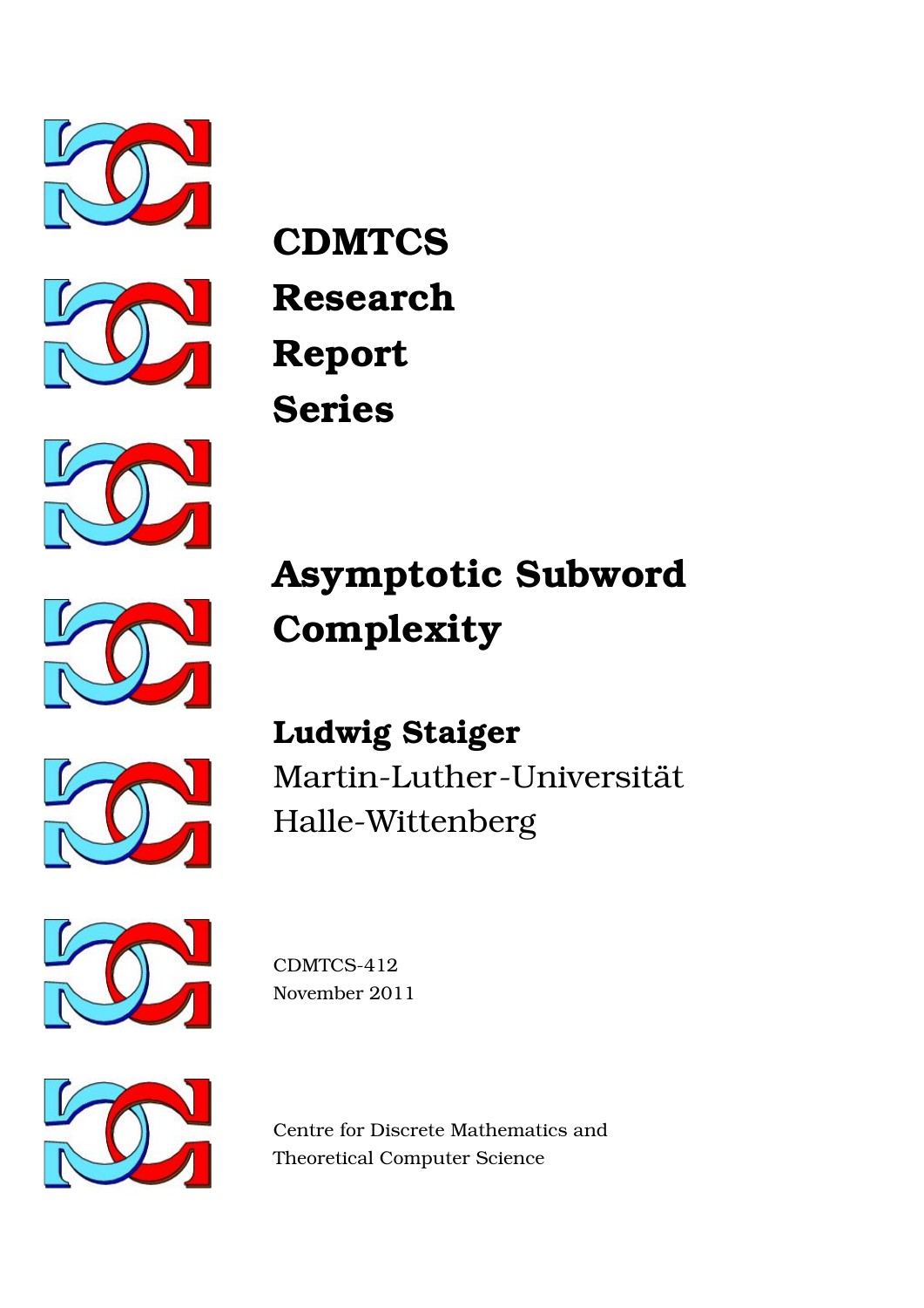**CDMTCS**
**Research**
**Report**
**Series**

# Asymptotic Subword Complexity

**Ludwig Staiger**
Martin-Luther-Universität
Halle-Wittenberg

CDMTCS-412
November 2011

Centre for Discrete Mathematics and
Theoretical Computer Science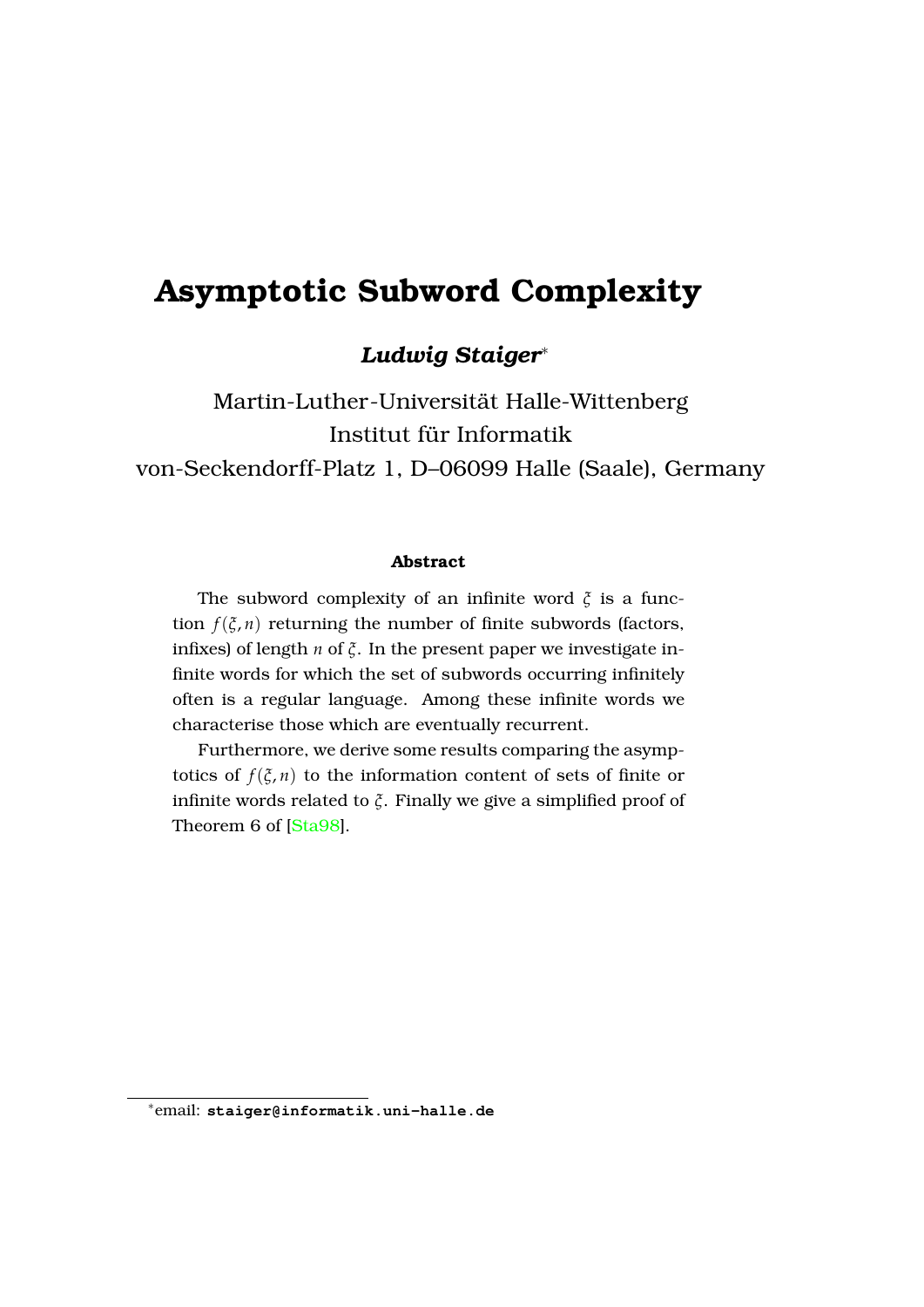# Asymptotic Subword Complexity

***Ludwig Staiger***[*]

Martin-Luther-Universität Halle-Wittenberg
Institut für Informatik
von-Seckendorff-Platz 1, D–06099 Halle (Saale), Germany

### Abstract

The subword complexity of an infinite word $\xi$ is a function $f(\xi, n)$ returning the number of finite subwords (factors, infixes) of length $n$ of $\xi$. In the present paper we investigate infinite words for which the set of subwords occurring infinitely often is a regular language. Among these infinite words we characterise those which are eventually recurrent.

Furthermore, we derive some results comparing the asymptotics of $f(\xi, n)$ to the information content of sets of finite or infinite words related to $\xi$. Finally we give a simplified proof of Theorem 6 of [Sta98].

[*]email: **staiger@informatik.uni-halle.de**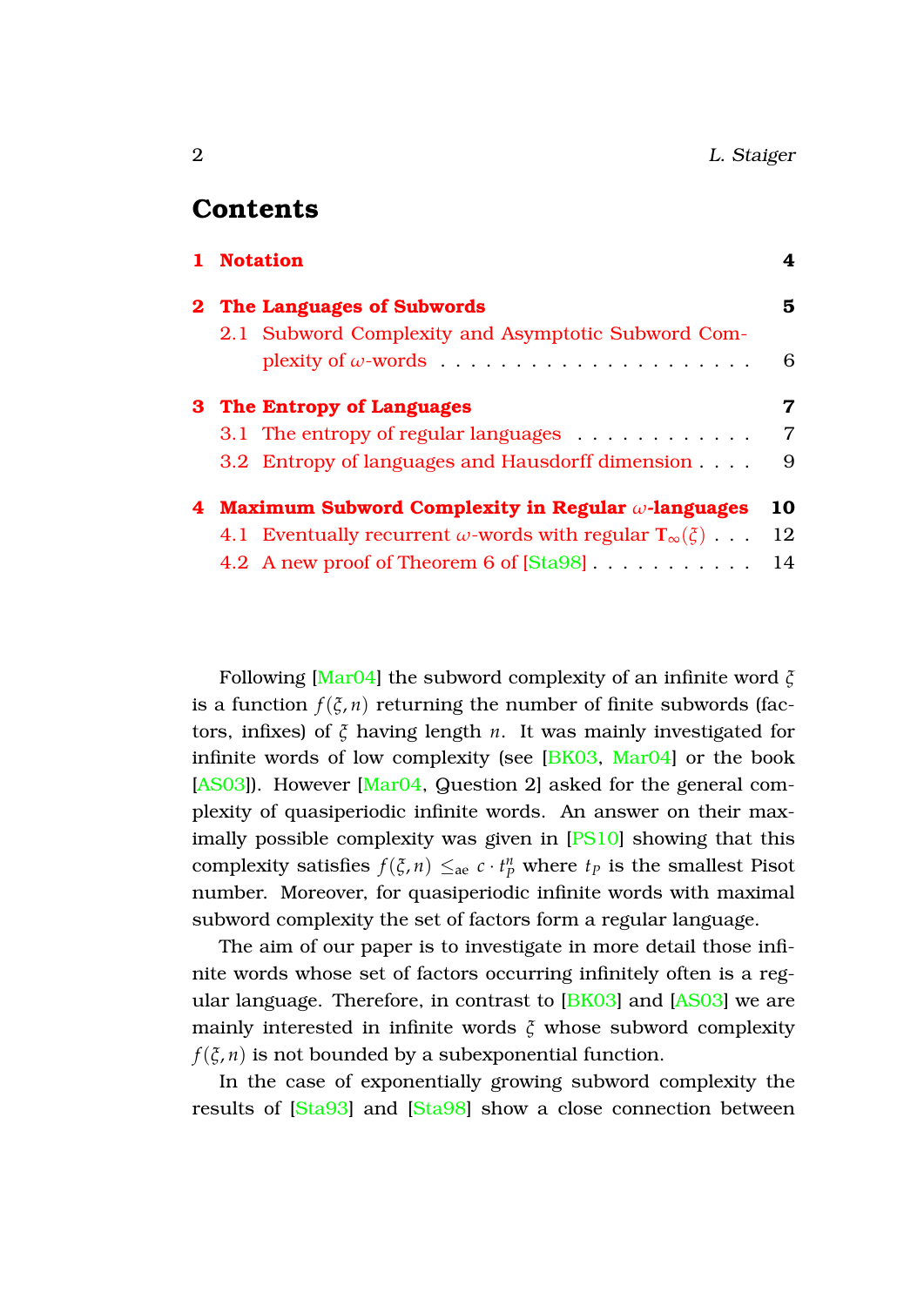# Contents

| | | |
|---|---|---|
| **1** | **Notation** | **4** |
| **2** | **The Languages of Subwords** | **5** |
| 2.1 | Subword Complexity and Asymptotic Subword Complexity of $\omega$-words | 6 |
| **3** | **The Entropy of Languages** | **7** |
| 3.1 | The entropy of regular languages | 7 |
| 3.2 | Entropy of languages and Hausdorff dimension | 9 |
| **4** | **Maximum Subword Complexity in Regular $\omega$-languages** | **10** |
| 4.1 | Eventually recurrent $\omega$-words with regular $\mathbf{T}_\infty(\xi)$ | 12 |
| 4.2 | A new proof of Theorem 6 of [Sta98] | 14 |

Following [Mar04] the subword complexity of an infinite word $\xi$ is a function $f(\xi, n)$ returning the number of finite subwords (factors, infixes) of $\xi$ having length $n$. It was mainly investigated for infinite words of low complexity (see [BK03, Mar04] or the book [AS03]). However [Mar04, Question 2] asked for the general complexity of quasiperiodic infinite words. An answer on their maximally possible complexity was given in [PS10] showing that this complexity satisfies $f(\xi, n) \leq_{\mathrm{ae}} c \cdot t_P^n$ where $t_P$ is the smallest Pisot number. Moreover, for quasiperiodic infinite words with maximal subword complexity the set of factors form a regular language.

The aim of our paper is to investigate in more detail those infinite words whose set of factors occurring infinitely often is a regular language. Therefore, in contrast to [BK03] and [AS03] we are mainly interested in infinite words $\xi$ whose subword complexity $f(\xi, n)$ is not bounded by a subexponential function.

In the case of exponentially growing subword complexity the results of [Sta93] and [Sta98] show a close connection between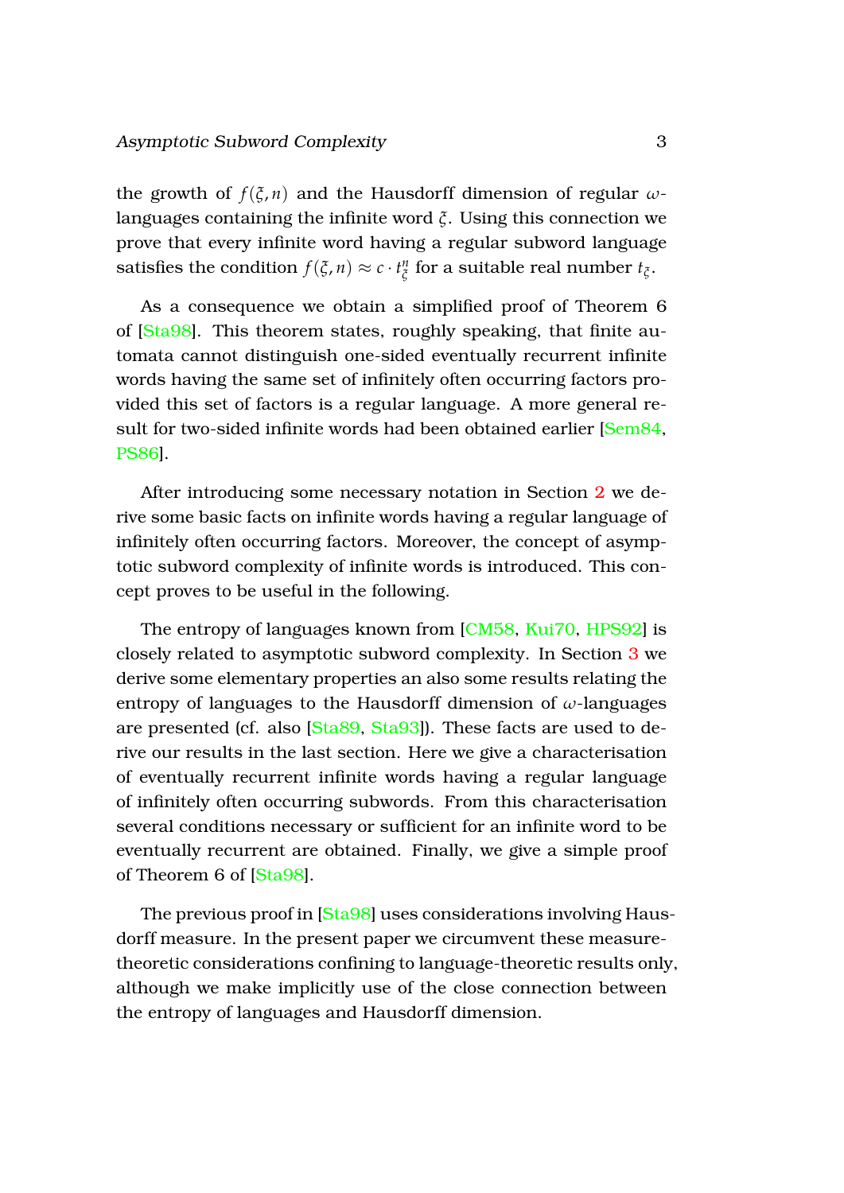the growth of $f(\xi, n)$ and the Hausdorff dimension of regular $\omega$-languages containing the infinite word $\xi$. Using this connection we prove that every infinite word having a regular subword language satisfies the condition $f(\xi, n) \approx c \cdot t_\xi^n$ for a suitable real number $t_\xi$.

As a consequence we obtain a simplified proof of Theorem 6 of [Sta98]. This theorem states, roughly speaking, that finite automata cannot distinguish one-sided eventually recurrent infinite words having the same set of infinitely often occurring factors provided this set of factors is a regular language. A more general result for two-sided infinite words had been obtained earlier [Sem84, PS86].

After introducing some necessary notation in Section 2 we derive some basic facts on infinite words having a regular language of infinitely often occurring factors. Moreover, the concept of asymptotic subword complexity of infinite words is introduced. This concept proves to be useful in the following.

The entropy of languages known from [CM58, Kui70, HPS92] is closely related to asymptotic subword complexity. In Section 3 we derive some elementary properties an also some results relating the entropy of languages to the Hausdorff dimension of $\omega$-languages are presented (cf. also [Sta89, Sta93]). These facts are used to derive our results in the last section. Here we give a characterisation of eventually recurrent infinite words having a regular language of infinitely often occurring subwords. From this characterisation several conditions necessary or sufficient for an infinite word to be eventually recurrent are obtained. Finally, we give a simple proof of Theorem 6 of [Sta98].

The previous proof in [Sta98] uses considerations involving Hausdorff measure. In the present paper we circumvent these measure-theoretic considerations confining to language-theoretic results only, although we make implicitly use of the close connection between the entropy of languages and Hausdorff dimension.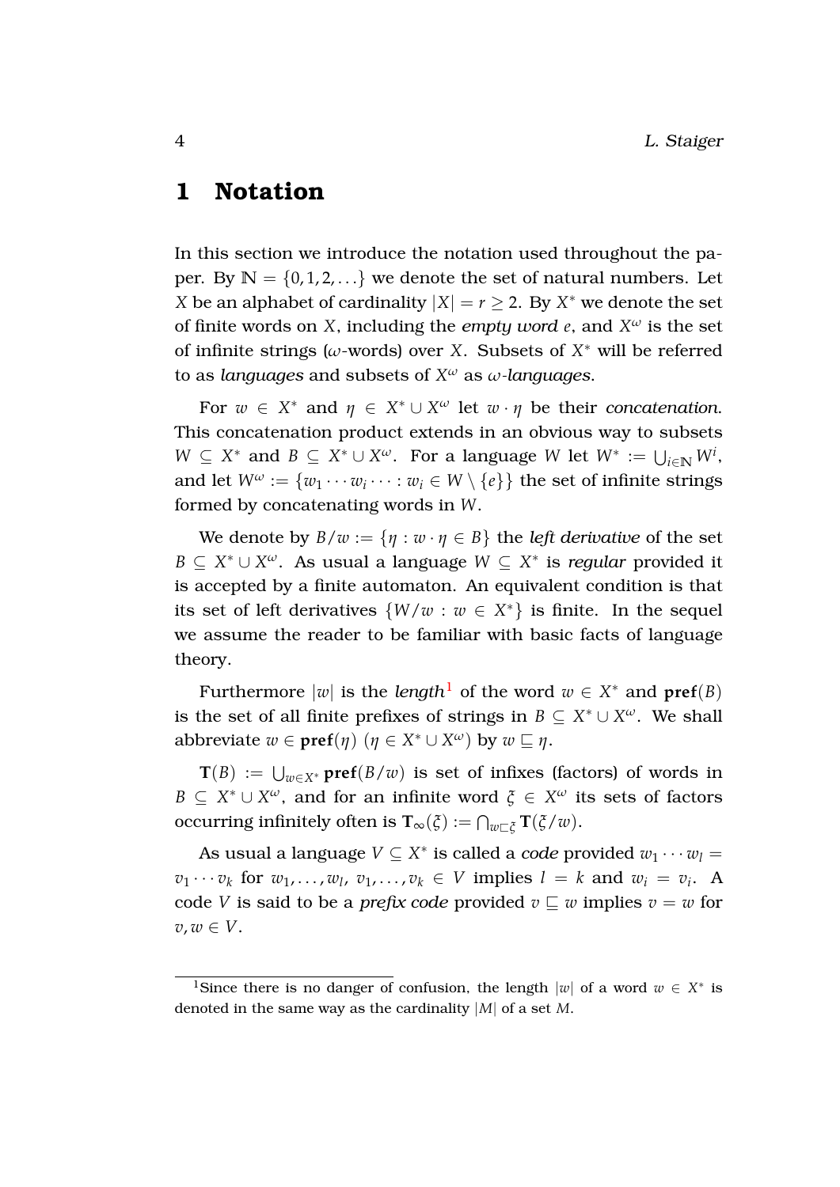# 1 Notation

In this section we introduce the notation used throughout the paper. By $\mathbb{N} = \{0, 1, 2, \ldots\}$ we denote the set of natural numbers. Let $X$ be an alphabet of cardinality $|X| = r \geq 2$. By $X^*$ we denote the set of finite words on $X$, including the *empty word* $e$, and $X^\omega$ is the set of infinite strings ($\omega$-words) over $X$. Subsets of $X^*$ will be referred to as *languages* and subsets of $X^\omega$ as $\omega$*-languages*.

For $w \in X^*$ and $\eta \in X^* \cup X^\omega$ let $w \cdot \eta$ be their *concatenation*. This concatenation product extends in an obvious way to subsets $W \subseteq X^*$ and $B \subseteq X^* \cup X^\omega$. For a language $W$ let $W^* := \bigcup_{i \in \mathbb{N}} W^i$, and let $W^\omega := \{w_1 \cdots w_i \cdots : w_i \in W \setminus \{e\}\}$ the set of infinite strings formed by concatenating words in $W$.

We denote by $B/w := \{\eta : w \cdot \eta \in B\}$ the *left derivative* of the set $B \subseteq X^* \cup X^\omega$. As usual a language $W \subseteq X^*$ is *regular* provided it is accepted by a finite automaton. An equivalent condition is that its set of left derivatives $\{W/w : w \in X^*\}$ is finite. In the sequel we assume the reader to be familiar with basic facts of language theory.

Furthermore $|w|$ is the *length*[1] of the word $w \in X^*$ and $\mathbf{pref}(B)$ is the set of all finite prefixes of strings in $B \subseteq X^* \cup X^\omega$. We shall abbreviate $w \in \mathbf{pref}(\eta)$ ($\eta \in X^* \cup X^\omega$) by $w \sqsubseteq \eta$.

$\mathbf{T}(B) := \bigcup_{w \in X^*} \mathbf{pref}(B/w)$ is set of infixes (factors) of words in $B \subseteq X^* \cup X^\omega$, and for an infinite word $\xi \in X^\omega$ its sets of factors occurring infinitely often is $\mathbf{T}_\infty(\xi) := \bigcap_{w \sqsubset \xi} \mathbf{T}(\xi/w)$.

As usual a language $V \subseteq X^*$ is called a *code* provided $w_1 \cdots w_l = v_1 \cdots v_k$ for $w_1, \ldots, w_l, v_1, \ldots, v_k \in V$ implies $l = k$ and $w_i = v_i$. A code $V$ is said to be a *prefix code* provided $v \sqsubseteq w$ implies $v = w$ for $v, w \in V$.

---

[1] Since there is no danger of confusion, the length $|w|$ of a word $w \in X^*$ is denoted in the same way as the cardinality $|M|$ of a set $M$.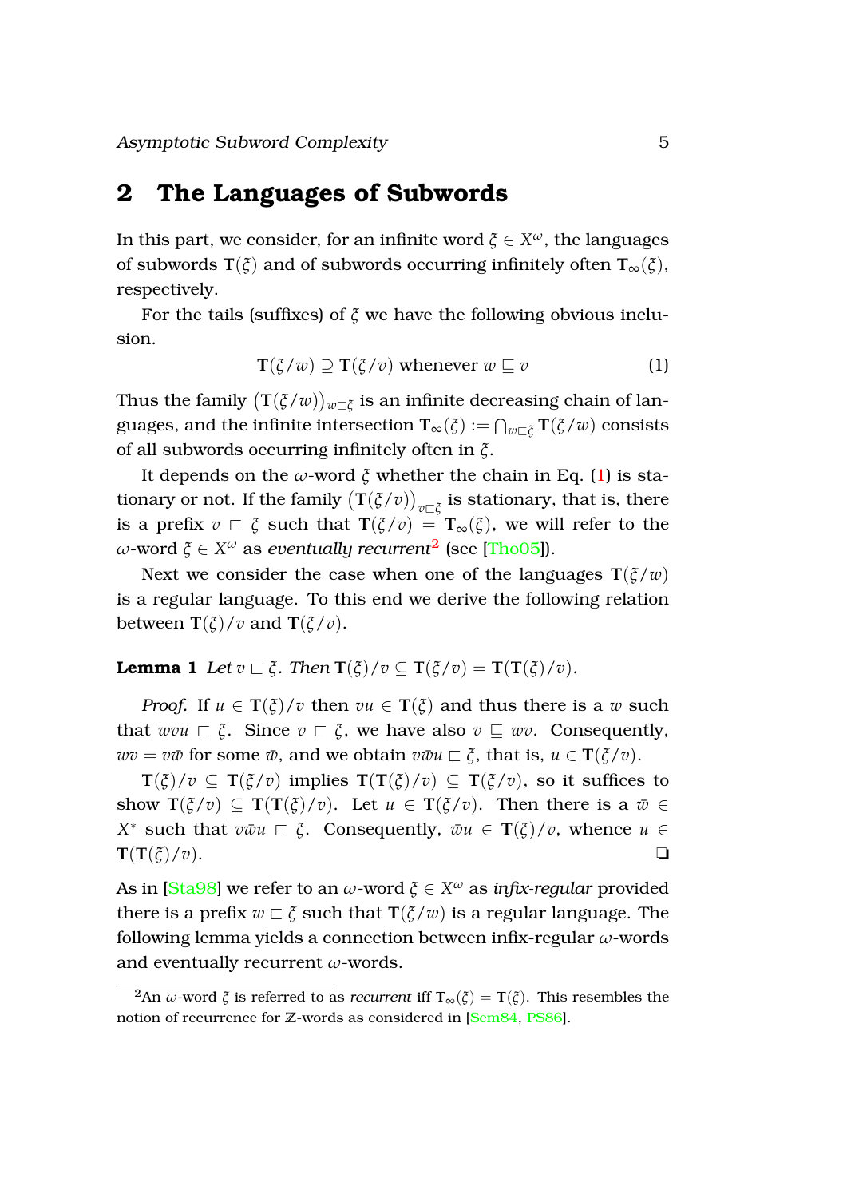## 2 The Languages of Subwords

In this part, we consider, for an infinite word $\xi \in X^\omega$, the languages of subwords $\mathbf{T}(\xi)$ and of subwords occurring infinitely often $\mathbf{T}_\infty(\xi)$, respectively.

For the tails (suffixes) of $\xi$ we have the following obvious inclusion.

$$\mathbf{T}(\xi/w) \supseteq \mathbf{T}(\xi/v) \text{ whenever } w \sqsubseteq v \tag{1}$$

Thus the family $\big(\mathbf{T}(\xi/w)\big)_{w\sqsubset\xi}$ is an infinite decreasing chain of languages, and the infinite intersection $\mathbf{T}_\infty(\xi) := \bigcap_{w\sqsubset\xi} \mathbf{T}(\xi/w)$ consists of all subwords occurring infinitely often in $\xi$.

It depends on the $\omega$-word $\xi$ whether the chain in Eq. (1) is stationary or not. If the family $\big(\mathbf{T}(\xi/v)\big)_{v\sqsubset\xi}$ is stationary, that is, there is a prefix $v \sqsubset \xi$ such that $\mathbf{T}(\xi/v) = \mathbf{T}_\infty(\xi)$, we will refer to the $\omega$-word $\xi \in X^\omega$ as *eventually recurrent*[2] (see [Tho05]).

Next we consider the case when one of the languages $\mathbf{T}(\xi/w)$ is a regular language. To this end we derive the following relation between $\mathbf{T}(\xi)/v$ and $\mathbf{T}(\xi/v)$.

**Lemma 1** *Let $v \sqsubset \xi$. Then $\mathbf{T}(\xi)/v \subseteq \mathbf{T}(\xi/v) = \mathbf{T}(\mathbf{T}(\xi)/v)$.*

*Proof.* If $u \in \mathbf{T}(\xi)/v$ then $vu \in \mathbf{T}(\xi)$ and thus there is a $w$ such that $wvu \sqsubset \xi$. Since $v \sqsubset \xi$, we have also $v \sqsubseteq wv$. Consequently, $wv = v\bar{w}$ for some $\bar{w}$, and we obtain $v\bar{w}u \sqsubset \xi$, that is, $u \in \mathbf{T}(\xi/v)$.

$\mathbf{T}(\xi)/v \subseteq \mathbf{T}(\xi/v)$ implies $\mathbf{T}(\mathbf{T}(\xi)/v) \subseteq \mathbf{T}(\xi/v)$, so it suffices to show $\mathbf{T}(\xi/v) \subseteq \mathbf{T}(\mathbf{T}(\xi)/v)$. Let $u \in \mathbf{T}(\xi/v)$. Then there is a $\bar{w} \in X^*$ such that $v\bar{w}u \sqsubset \xi$. Consequently, $\bar{w}u \in \mathbf{T}(\xi)/v$, whence $u \in \mathbf{T}(\mathbf{T}(\xi)/v)$. ❑

As in [Sta98] we refer to an $\omega$-word $\xi \in X^\omega$ as *infix-regular* provided there is a prefix $w \sqsubset \xi$ such that $\mathbf{T}(\xi/w)$ is a regular language. The following lemma yields a connection between infix-regular $\omega$-words and eventually recurrent $\omega$-words.

[2] An $\omega$-word $\xi$ is referred to as *recurrent* iff $\mathbf{T}_\infty(\xi) = \mathbf{T}(\xi)$. This resembles the notion of recurrence for $\mathbb{Z}$-words as considered in [Sem84, PS86].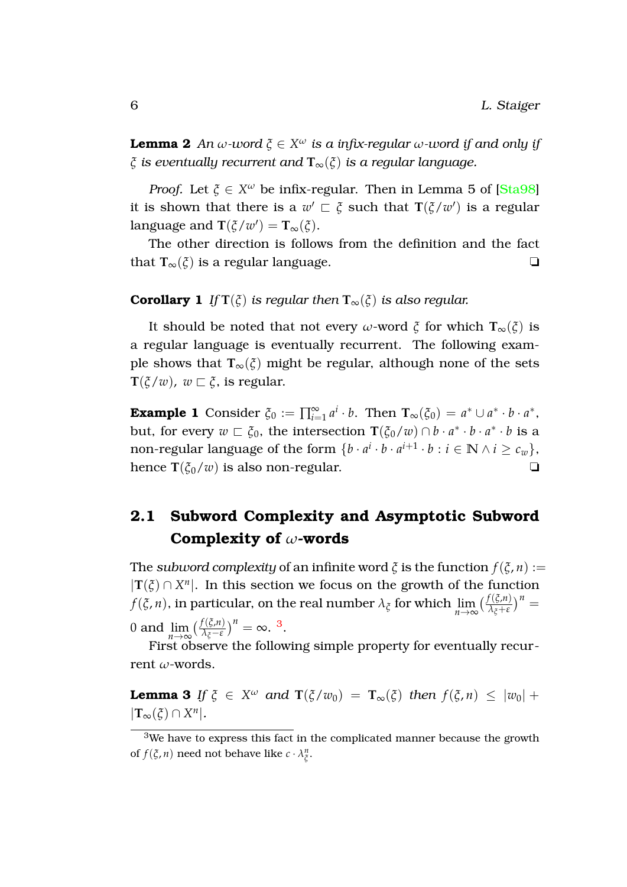**Lemma 2** *An $\omega$-word $\xi \in X^\omega$ is a infix-regular $\omega$-word if and only if $\xi$ is eventually recurrent and $\mathbf{T}_\infty(\xi)$ is a regular language.*

*Proof.* Let $\xi \in X^\omega$ be infix-regular. Then in Lemma 5 of [Sta98] it is shown that there is a $w' \sqsubset \xi$ such that $\mathbf{T}(\xi/w')$ is a regular language and $\mathbf{T}(\xi/w') = \mathbf{T}_\infty(\xi)$.

The other direction is follows from the definition and the fact that $\mathbf{T}_\infty(\xi)$ is a regular language. ❏

**Corollary 1** *If $\mathbf{T}(\xi)$ is regular then $\mathbf{T}_\infty(\xi)$ is also regular.*

It should be noted that not every $\omega$-word $\xi$ for which $\mathbf{T}_\infty(\xi)$ is a regular language is eventually recurrent. The following example shows that $\mathbf{T}_\infty(\xi)$ might be regular, although none of the sets $\mathbf{T}(\xi/w)$, $w \sqsubset \xi$, is regular.

**Example 1** Consider $\xi_0 := \prod_{i=1}^\infty a^i \cdot b$. Then $\mathbf{T}_\infty(\xi_0) = a^* \cup a^* \cdot b \cdot a^*$, but, for every $w \sqsubset \xi_0$, the intersection $\mathbf{T}(\xi_0/w) \cap b \cdot a^* \cdot b \cdot a^* \cdot b$ is a non-regular language of the form $\{b \cdot a^i \cdot b \cdot a^{i+1} \cdot b : i \in \mathbb{N} \wedge i \geq c_w\}$, hence $\mathbf{T}(\xi_0/w)$ is also non-regular. ❏

## 2.1 Subword Complexity and Asymptotic Subword Complexity of $\omega$-words

The *subword complexity* of an infinite word $\xi$ is the function $f(\xi, n) := |\mathbf{T}(\xi) \cap X^n|$. In this section we focus on the growth of the function $f(\xi, n)$, in particular, on the real number $\lambda_\xi$ for which $\lim_{n\to\infty} \left(\frac{f(\xi,n)}{\lambda_\xi + \varepsilon}\right)^n = 0$ and $\lim_{n\to\infty} \left(\frac{f(\xi,n)}{\lambda_\xi - \varepsilon}\right)^n = \infty$. [3].

First observe the following simple property for eventually recurrent $\omega$-words.

**Lemma 3** *If $\xi \in X^\omega$ and $\mathbf{T}(\xi/w_0) = \mathbf{T}_\infty(\xi)$ then $f(\xi, n) \leq |w_0| + |\mathbf{T}_\infty(\xi) \cap X^n|$.*

---

[3] We have to express this fact in the complicated manner because the growth of $f(\xi, n)$ need not behave like $c \cdot \lambda_\xi^n$.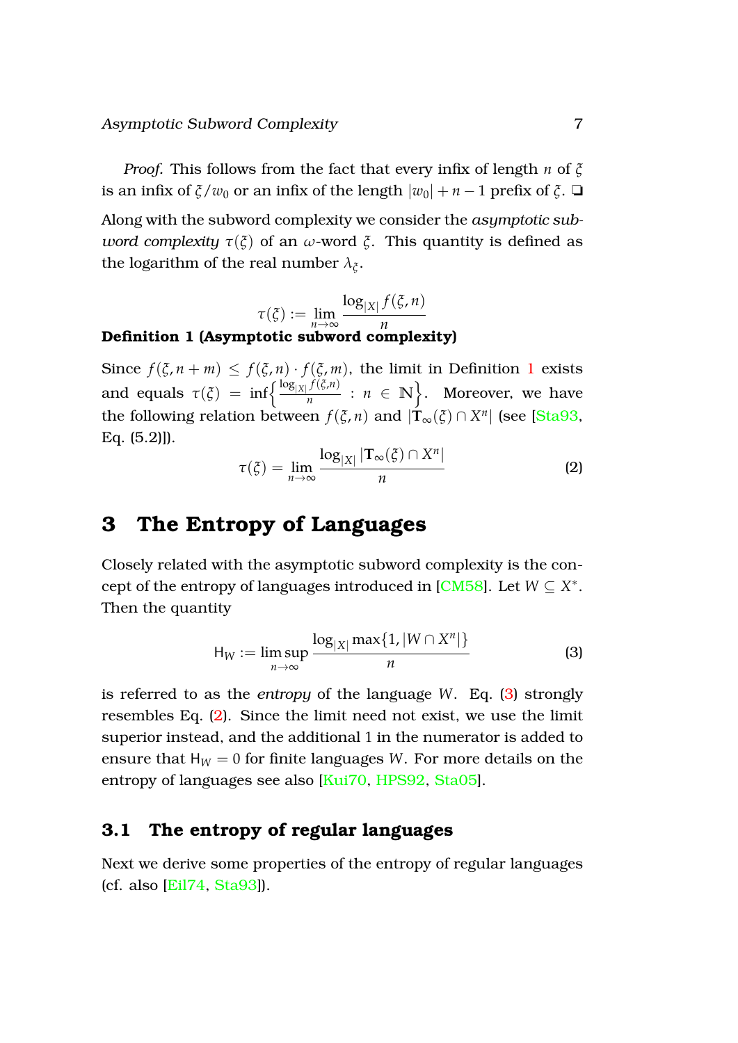*Proof.* This follows from the fact that every infix of length $n$ of $\xi$ is an infix of $\xi/w_0$ or an infix of the length $|w_0| + n - 1$ prefix of $\xi$. ❑

Along with the subword complexity we consider the *asymptotic subword complexity* $\tau(\xi)$ of an $\omega$-word $\xi$. This quantity is defined as the logarithm of the real number $\lambda_\xi$.

$$\tau(\xi) := \lim_{n\to\infty} \frac{\log_{|X|} f(\xi, n)}{n}$$

**Definition 1 (Asymptotic subword complexity)**

Since $f(\xi, n+m) \leq f(\xi, n) \cdot f(\xi, m)$, the limit in Definition 1 exists and equals $\tau(\xi) = \inf\left\{\frac{\log_{|X|} f(\xi,n)}{n} : n \in \mathbb{N}\right\}$. Moreover, we have the following relation between $f(\xi, n)$ and $|\mathbf{T}_\infty(\xi) \cap X^n|$ (see [Sta93, Eq. (5.2)]).

$$\tau(\xi) = \lim_{n\to\infty} \frac{\log_{|X|} |\mathbf{T}_\infty(\xi) \cap X^n|}{n} \tag{2}$$

## 3 The Entropy of Languages

Closely related with the asymptotic subword complexity is the concept of the entropy of languages introduced in [CM58]. Let $W \subseteq X^*$. Then the quantity

$$\mathsf{H}_W := \limsup_{n\to\infty} \frac{\log_{|X|} \max\{1, |W \cap X^n|\}}{n} \tag{3}$$

is referred to as the *entropy* of the language $W$. Eq. (3) strongly resembles Eq. (2). Since the limit need not exist, we use the limit superior instead, and the additional 1 in the numerator is added to ensure that $\mathsf{H}_W = 0$ for finite languages $W$. For more details on the entropy of languages see also [Kui70, HPS92, Sta05].

### 3.1 The entropy of regular languages

Next we derive some properties of the entropy of regular languages (cf. also [Eil74, Sta93]).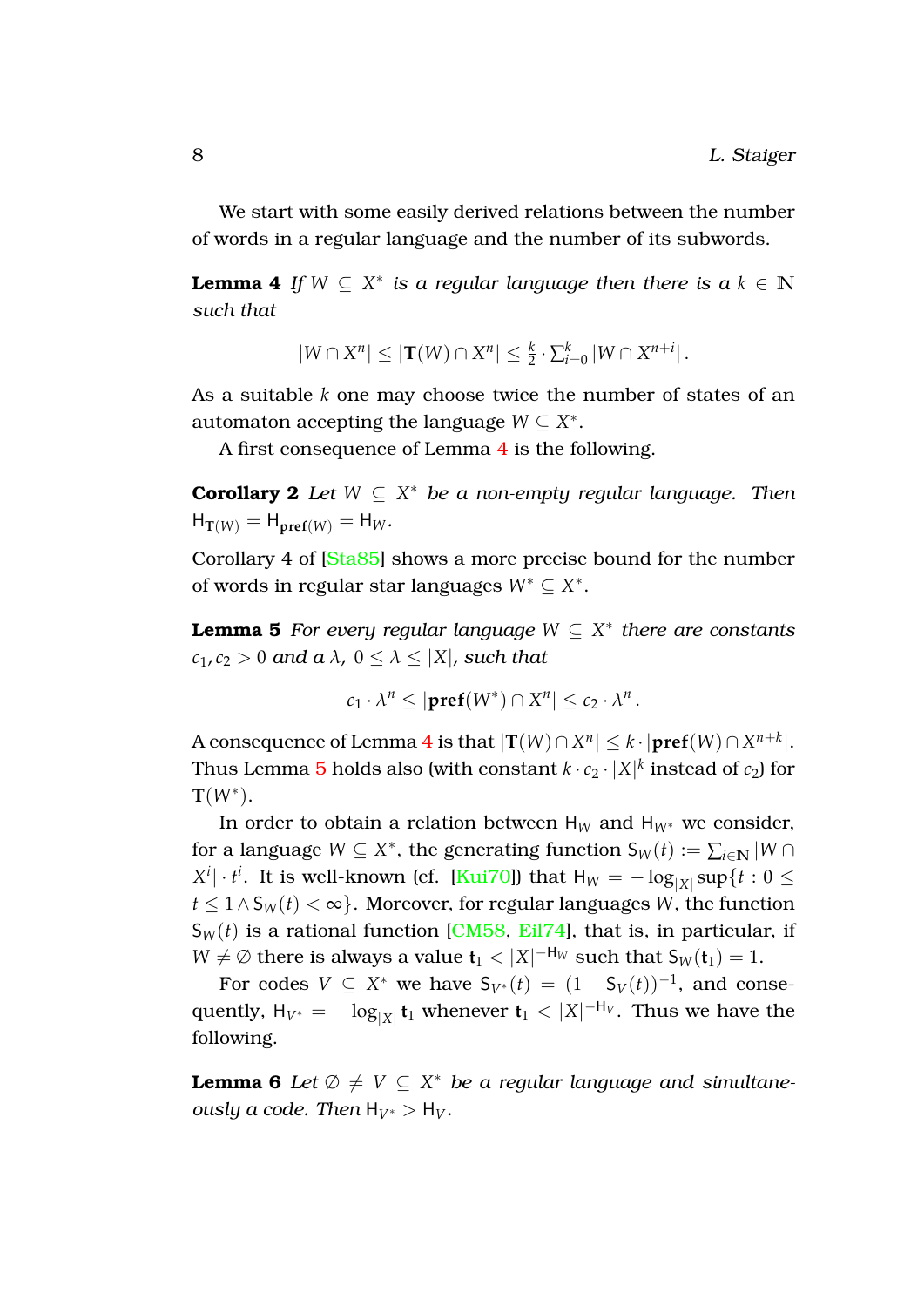We start with some easily derived relations between the number of words in a regular language and the number of its subwords.

**Lemma 4** *If $W \subseteq X^*$ is a regular language then there is a $k \in \mathbb{N}$ such that*

$$|W \cap X^n| \leq |\mathbf{T}(W) \cap X^n| \leq \tfrac{k}{2} \cdot \textstyle\sum_{i=0}^{k} |W \cap X^{n+i}| .$$

As a suitable $k$ one may choose twice the number of states of an automaton accepting the language $W \subseteq X^*$.

A first consequence of Lemma 4 is the following.

**Corollary 2** *Let $W \subseteq X^*$ be a non-empty regular language. Then $\mathsf{H}_{\mathbf{T}(W)} = \mathsf{H}_{\mathbf{pref}(W)} = \mathsf{H}_W$.*

Corollary 4 of [Sta85] shows a more precise bound for the number of words in regular star languages $W^* \subseteq X^*$.

**Lemma 5** *For every regular language $W \subseteq X^*$ there are constants $c_1, c_2 > 0$ and a $\lambda$, $0 \leq \lambda \leq |X|$, such that*

$$c_1 \cdot \lambda^n \leq |\mathbf{pref}(W^*) \cap X^n| \leq c_2 \cdot \lambda^n .$$

A consequence of Lemma 4 is that $|\mathbf{T}(W) \cap X^n| \leq k \cdot |\mathbf{pref}(W) \cap X^{n+k}|$. Thus Lemma 5 holds also (with constant $k \cdot c_2 \cdot |X|^k$ instead of $c_2$) for $\mathbf{T}(W^*)$.

In order to obtain a relation between $\mathsf{H}_W$ and $\mathsf{H}_{W^*}$ we consider, for a language $W \subseteq X^*$, the generating function $\mathsf{S}_W(t) := \sum_{i \in \mathbb{N}} |W \cap X^i| \cdot t^i$. It is well-known (cf. [Kui70]) that $\mathsf{H}_W = -\log_{|X|} \sup\{t : 0 \leq t \leq 1 \wedge \mathsf{S}_W(t) < \infty\}$. Moreover, for regular languages $W$, the function $\mathsf{S}_W(t)$ is a rational function [CM58, Eil74], that is, in particular, if $W \neq \emptyset$ there is always a value $\mathbf{t}_1 < |X|^{-\mathsf{H}_W}$ such that $\mathsf{S}_W(\mathbf{t}_1) = 1$.

For codes $V \subseteq X^*$ we have $\mathsf{S}_{V^*}(t) = (1 - \mathsf{S}_V(t))^{-1}$, and consequently, $\mathsf{H}_{V^*} = -\log_{|X|} \mathbf{t}_1$ whenever $\mathbf{t}_1 < |X|^{-\mathsf{H}_V}$. Thus we have the following.

**Lemma 6** *Let $\emptyset \neq V \subseteq X^*$ be a regular language and simultaneously a code. Then $\mathsf{H}_{V^*} > \mathsf{H}_V$.*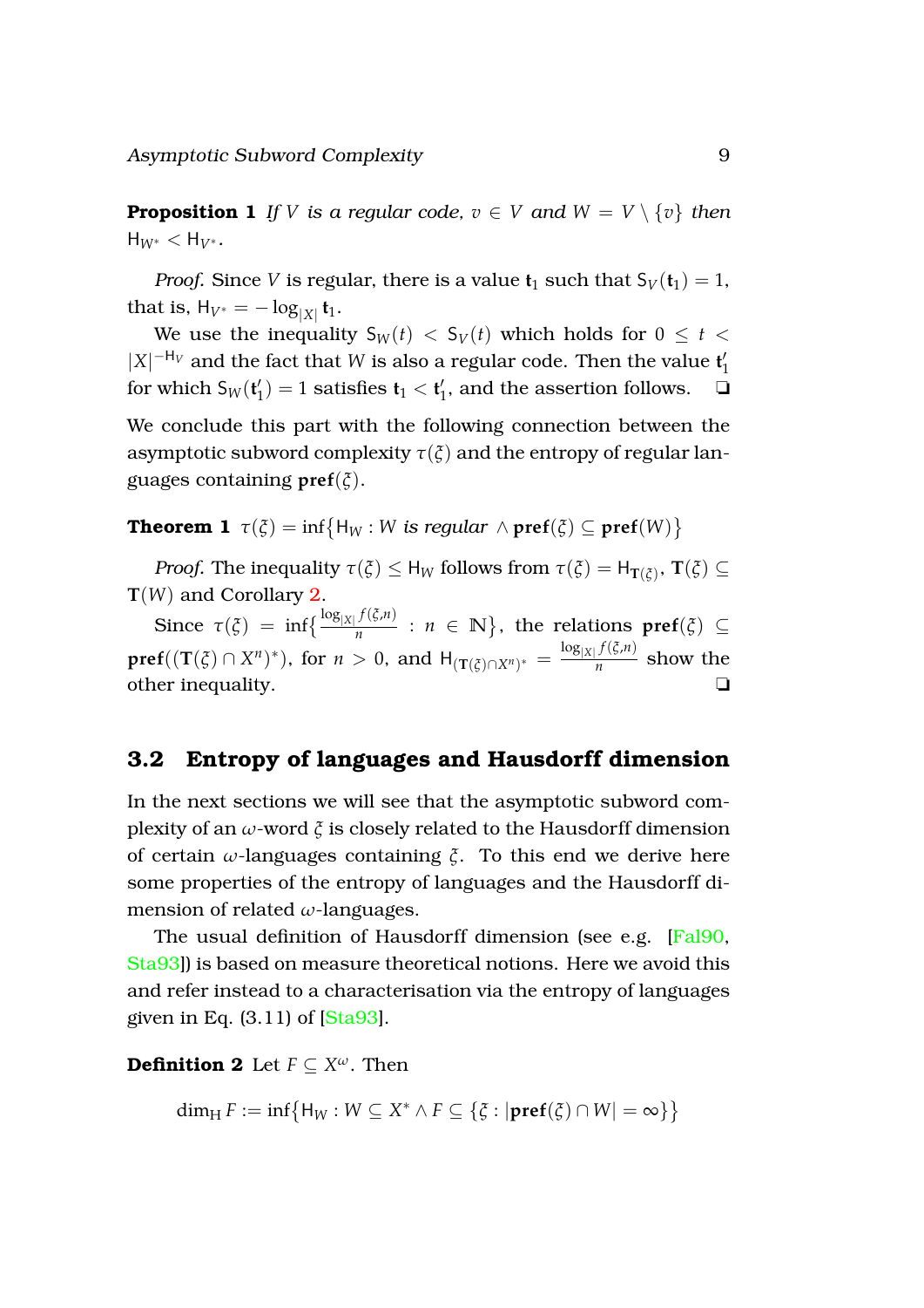**Proposition 1** *If $V$ is a regular code, $v \in V$ and $W = V \setminus \{v\}$ then* $\mathsf{H}_{W^*} < \mathsf{H}_{V^*}$.

*Proof.* Since $V$ is regular, there is a value $\mathbf{t}_1$ such that $\mathsf{S}_V(\mathbf{t}_1) = 1$, that is, $\mathsf{H}_{V^*} = -\log_{|X|} \mathbf{t}_1$.

We use the inequality $\mathsf{S}_W(t) < \mathsf{S}_V(t)$ which holds for $0 \leq t < |X|^{-\mathsf{H}_V}$ and the fact that $W$ is also a regular code. Then the value $\mathbf{t}_1'$ for which $\mathsf{S}_W(\mathbf{t}_1') = 1$ satisfies $\mathbf{t}_1 < \mathbf{t}_1'$, and the assertion follows. ❏

We conclude this part with the following connection between the asymptotic subword complexity $\tau(\xi)$ and the entropy of regular languages containing $\mathbf{pref}(\xi)$.

**Theorem 1** $\tau(\xi) = \inf\{\mathsf{H}_W : W \textit{ is regular} \wedge \mathbf{pref}(\xi) \subseteq \mathbf{pref}(W)\}$

*Proof.* The inequality $\tau(\xi) \leq \mathsf{H}_W$ follows from $\tau(\xi) = \mathsf{H}_{\mathbf{T}(\xi)}$, $\mathbf{T}(\xi) \subseteq \mathbf{T}(W)$ and Corollary 2.

Since $\tau(\xi) = \inf\{\frac{\log_{|X|} f(\xi,n)}{n} : n \in \mathbb{N}\}$, the relations $\mathbf{pref}(\xi) \subseteq \mathbf{pref}((\mathbf{T}(\xi) \cap X^n)^*)$, for $n > 0$, and $\mathsf{H}_{(\mathbf{T}(\xi)\cap X^n)^*} = \frac{\log_{|X|} f(\xi,n)}{n}$ show the other inequality. ❏

## 3.2 Entropy of languages and Hausdorff dimension

In the next sections we will see that the asymptotic subword complexity of an $\omega$-word $\xi$ is closely related to the Hausdorff dimension of certain $\omega$-languages containing $\xi$. To this end we derive here some properties of the entropy of languages and the Hausdorff dimension of related $\omega$-languages.

The usual definition of Hausdorff dimension (see e.g. [Fal90, Sta93]) is based on measure theoretical notions. Here we avoid this and refer instead to a characterisation via the entropy of languages given in Eq. (3.11) of [Sta93].

**Definition 2** Let $F \subseteq X^\omega$. Then

$$\dim_{\mathrm{H}} F := \inf\{\mathsf{H}_W : W \subseteq X^* \wedge F \subseteq \{\xi : |\mathbf{pref}(\xi) \cap W| = \infty\}\}$$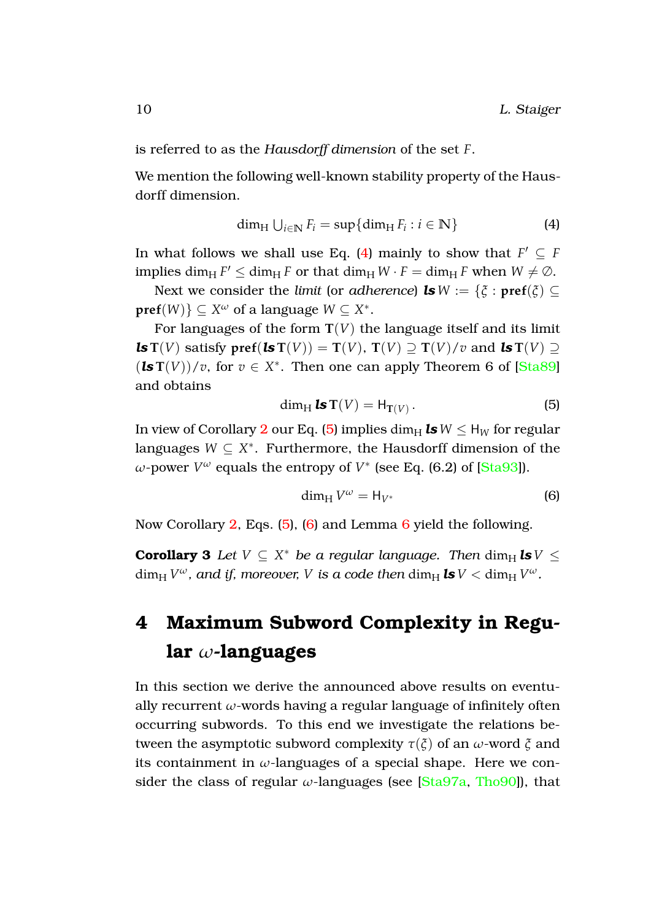is referred to as the *Hausdorff dimension* of the set $F$.

We mention the following well-known stability property of the Hausdorff dimension.

$$\dim_{\mathrm{H}} \bigcup_{i\in\mathbb{N}} F_i = \sup\{\dim_{\mathrm{H}} F_i : i \in \mathbb{N}\} \tag{4}$$

In what follows we shall use Eq. (4) mainly to show that $F' \subseteq F$ implies $\dim_{\mathrm{H}} F' \leq \dim_{\mathrm{H}} F$ or that $\dim_{\mathrm{H}} W \cdot F = \dim_{\mathrm{H}} F$ when $W \neq \emptyset$.

Next we consider the *limit* (or *adherence*) $\boldsymbol{ls}\, W := \{\xi : \mathbf{pref}(\xi) \subseteq \mathbf{pref}(W)\} \subseteq X^\omega$ of a language $W \subseteq X^*$.

For languages of the form $\mathbf{T}(V)$ the language itself and its limit $\boldsymbol{ls}\,\mathbf{T}(V)$ satisfy $\mathbf{pref}(\boldsymbol{ls}\,\mathbf{T}(V)) = \mathbf{T}(V)$, $\mathbf{T}(V) \supseteq \mathbf{T}(V)/v$ and $\boldsymbol{ls}\,\mathbf{T}(V) \supseteq (\boldsymbol{ls}\,\mathbf{T}(V))/v$, for $v \in X^*$. Then one can apply Theorem 6 of [Sta89] and obtains

$$\dim_{\mathrm{H}} \boldsymbol{ls}\,\mathbf{T}(V) = \mathsf{H}_{\mathbf{T}(V)}\,. \tag{5}$$

In view of Corollary 2 our Eq. (5) implies $\dim_{\mathrm{H}} \boldsymbol{ls}\, W \leq \mathsf{H}_W$ for regular languages $W \subseteq X^*$. Furthermore, the Hausdorff dimension of the $\omega$-power $V^\omega$ equals the entropy of $V^*$ (see Eq. (6.2) of [Sta93]).

$$\dim_{\mathrm{H}} V^\omega = \mathsf{H}_{V^*} \tag{6}$$

Now Corollary 2, Eqs. (5), (6) and Lemma 6 yield the following.

**Corollary 3** *Let $V \subseteq X^*$ be a regular language. Then $\dim_{\mathrm{H}} \boldsymbol{ls}\, V \leq \dim_{\mathrm{H}} V^\omega$, and if, moreover, $V$ is a code then $\dim_{\mathrm{H}} \boldsymbol{ls}\, V < \dim_{\mathrm{H}} V^\omega$.*

## 4 Maximum Subword Complexity in Regular $\omega$-languages

In this section we derive the announced above results on eventually recurrent $\omega$-words having a regular language of infinitely often occurring subwords. To this end we investigate the relations between the asymptotic subword complexity $\tau(\xi)$ of an $\omega$-word $\xi$ and its containment in $\omega$-languages of a special shape. Here we consider the class of regular $\omega$-languages (see [Sta97a, Tho90]), that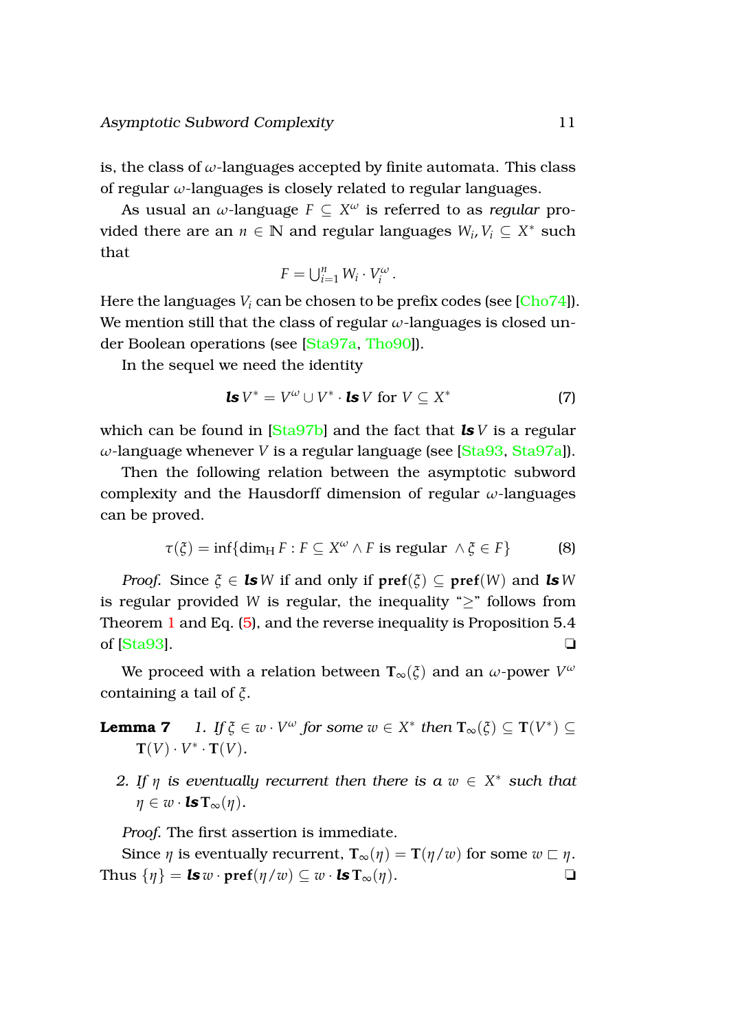is, the class of $\omega$-languages accepted by finite automata. This class of regular $\omega$-languages is closely related to regular languages.

As usual an $\omega$-language $F \subseteq X^\omega$ is referred to as *regular* provided there are an $n \in \mathbb{N}$ and regular languages $W_i, V_i \subseteq X^*$ such that

$$F = \bigcup_{i=1}^{n} W_i \cdot V_i^\omega .$$

Here the languages $V_i$ can be chosen to be prefix codes (see [Cho74]). We mention still that the class of regular $\omega$-languages is closed under Boolean operations (see [Sta97a, Tho90]).

In the sequel we need the identity

$$\mathbf{\mathit{ls}}\, V^* = V^\omega \cup V^* \cdot \mathbf{\mathit{ls}}\, V \text{ for } V \subseteq X^* \tag{7}$$

which can be found in [Sta97b] and the fact that $\mathbf{\mathit{ls}}\, V$ is a regular $\omega$-language whenever $V$ is a regular language (see [Sta93, Sta97a]).

Then the following relation between the asymptotic subword complexity and the Hausdorff dimension of regular $\omega$-languages can be proved.

$$\tau(\xi) = \inf\{\dim_{\mathrm{H}} F : F \subseteq X^\omega \wedge F \text{ is regular } \wedge \xi \in F\} \tag{8}$$

*Proof.* Since $\xi \in \mathbf{\mathit{ls}}\, W$ if and only if $\mathbf{pref}(\xi) \subseteq \mathbf{pref}(W)$ and $\mathbf{\mathit{ls}}\, W$ is regular provided $W$ is regular, the inequality "$\geq$" follows from Theorem 1 and Eq. (5), and the reverse inequality is Proposition 5.4 of [Sta93]. ❑

We proceed with a relation between $\mathbf{T}_\infty(\xi)$ and an $\omega$-power $V^\omega$ containing a tail of $\xi$.

**Lemma 7** 1. *If $\xi \in w \cdot V^\omega$ for some $w \in X^*$ then $\mathbf{T}_\infty(\xi) \subseteq \mathbf{T}(V^*) \subseteq \mathbf{T}(V) \cdot V^* \cdot \mathbf{T}(V)$.*

2. *If $\eta$ is eventually recurrent then there is a $w \in X^*$ such that $\eta \in w \cdot \mathbf{\mathit{ls}}\, \mathbf{T}_\infty(\eta)$.*

*Proof.* The first assertion is immediate.

Since $\eta$ is eventually recurrent, $\mathbf{T}_\infty(\eta) = \mathbf{T}(\eta/w)$ for some $w \sqsubset \eta$. Thus $\{\eta\} = \mathbf{\mathit{ls}}\, w \cdot \mathbf{pref}(\eta/w) \subseteq w \cdot \mathbf{\mathit{ls}}\, \mathbf{T}_\infty(\eta)$. ❑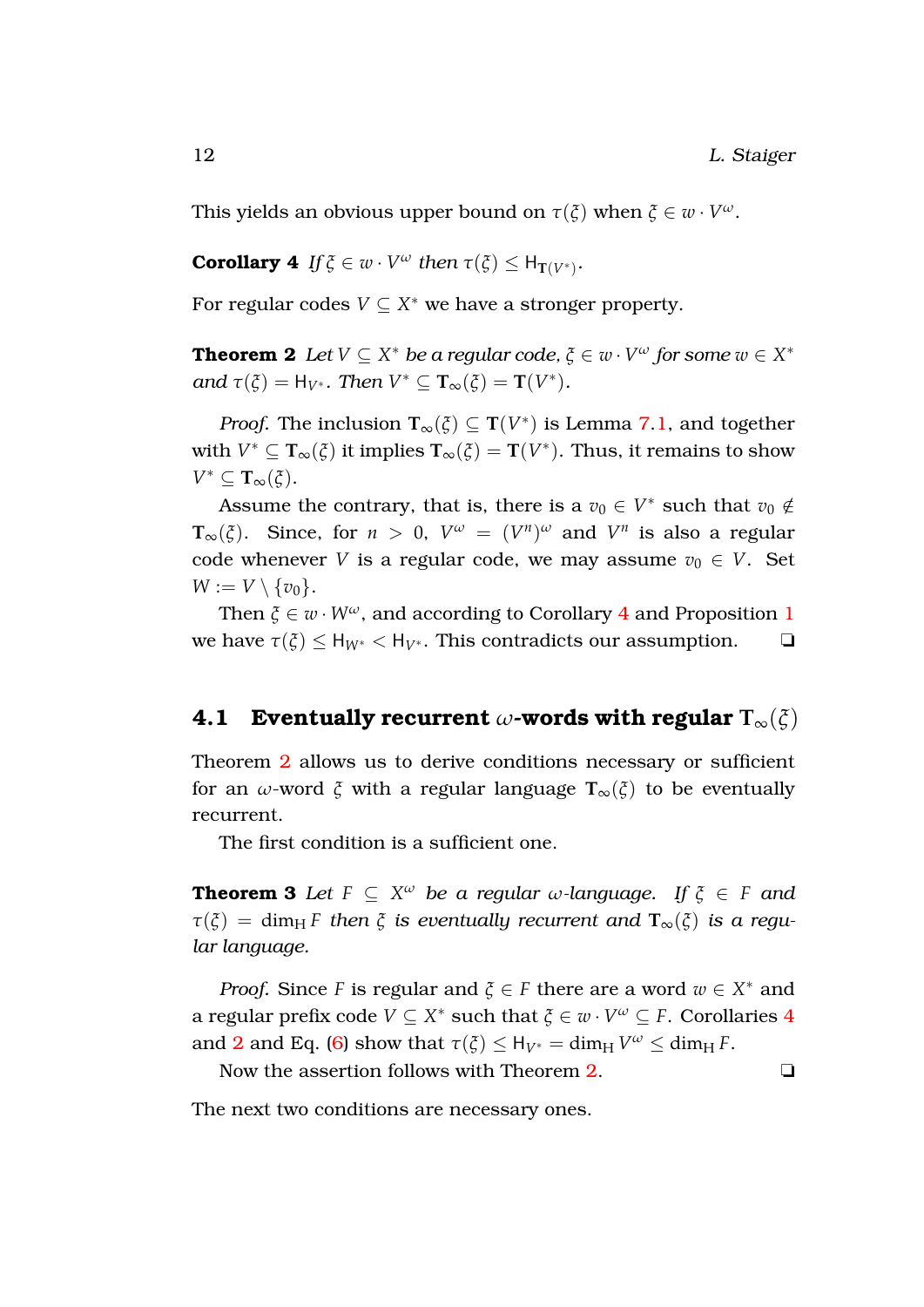This yields an obvious upper bound on $\tau(\xi)$ when $\xi \in w \cdot V^\omega$.

**Corollary 4** *If $\xi \in w \cdot V^\omega$ then $\tau(\xi) \leq \mathsf{H}_{\mathbf{T}(V^*)}$.*

For regular codes $V \subseteq X^*$ we have a stronger property.

**Theorem 2** *Let $V \subseteq X^*$ be a regular code, $\xi \in w \cdot V^\omega$ for some $w \in X^*$ and $\tau(\xi) = \mathsf{H}_{V^*}$. Then $V^* \subseteq \mathbf{T}_\infty(\xi) = \mathbf{T}(V^*)$.*

*Proof.* The inclusion $\mathbf{T}_\infty(\xi) \subseteq \mathbf{T}(V^*)$ is Lemma 7.1, and together with $V^* \subseteq \mathbf{T}_\infty(\xi)$ it implies $\mathbf{T}_\infty(\xi) = \mathbf{T}(V^*)$. Thus, it remains to show $V^* \subseteq \mathbf{T}_\infty(\xi)$.

Assume the contrary, that is, there is a $v_0 \in V^*$ such that $v_0 \notin \mathbf{T}_\infty(\xi)$. Since, for $n > 0$, $V^\omega = (V^n)^\omega$ and $V^n$ is also a regular code whenever $V$ is a regular code, we may assume $v_0 \in V$. Set $W := V \setminus \{v_0\}$.

Then $\xi \in w \cdot W^\omega$, and according to Corollary 4 and Proposition 1 we have $\tau(\xi) \leq \mathsf{H}_{W^*} < \mathsf{H}_{V^*}$. This contradicts our assumption. ❑

## 4.1 Eventually recurrent $\omega$-words with regular $\mathbf{T}_\infty(\xi)$

Theorem 2 allows us to derive conditions necessary or sufficient for an $\omega$-word $\xi$ with a regular language $\mathbf{T}_\infty(\xi)$ to be eventually recurrent.

The first condition is a sufficient one.

**Theorem 3** *Let $F \subseteq X^\omega$ be a regular $\omega$-language. If $\xi \in F$ and $\tau(\xi) = \dim_{\mathrm{H}} F$ then $\xi$ is eventually recurrent and $\mathbf{T}_\infty(\xi)$ is a regular language.*

*Proof.* Since $F$ is regular and $\xi \in F$ there are a word $w \in X^*$ and a regular prefix code $V \subseteq X^*$ such that $\xi \in w \cdot V^\omega \subseteq F$. Corollaries 4 and 2 and Eq. (6) show that $\tau(\xi) \leq \mathsf{H}_{V^*} = \dim_{\mathrm{H}} V^\omega \leq \dim_{\mathrm{H}} F$.

Now the assertion follows with Theorem 2. ❑

The next two conditions are necessary ones.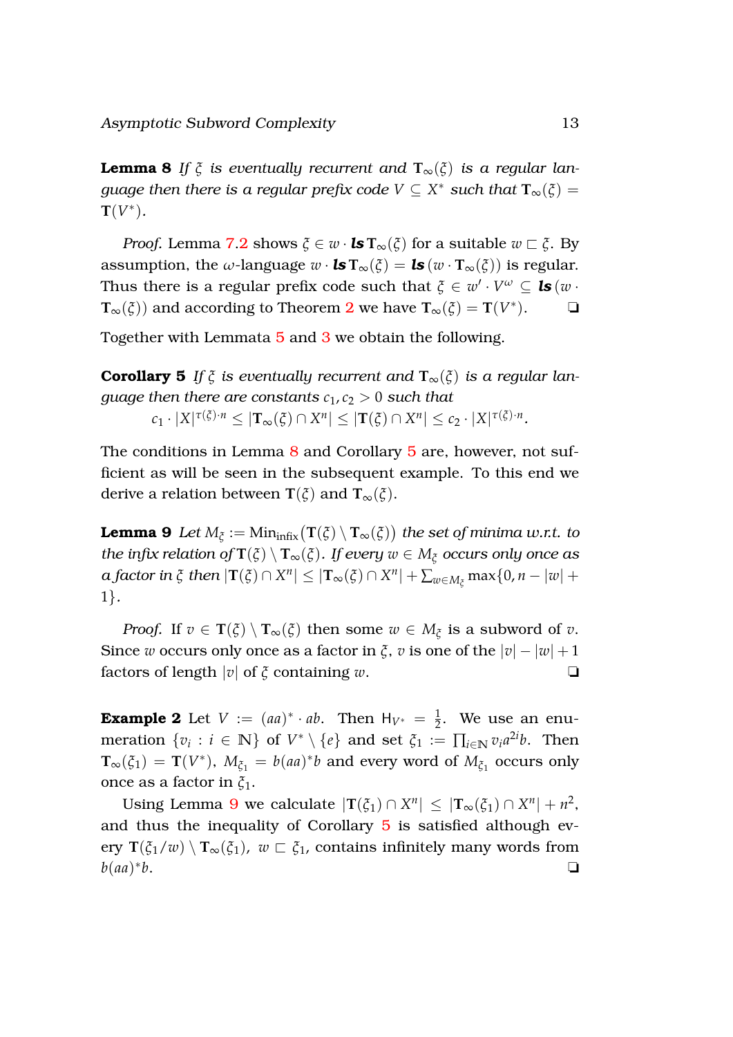**Lemma 8** *If $\xi$ is eventually recurrent and $\mathbf{T}_\infty(\xi)$ is a regular language then there is a regular prefix code $V \subseteq X^*$ such that $\mathbf{T}_\infty(\xi) = \mathbf{T}(V^*)$.*

*Proof.* Lemma 7.2 shows $\xi \in w \cdot \mathbf{ls}\,\mathbf{T}_\infty(\xi)$ for a suitable $w \sqsubset \xi$. By assumption, the $\omega$-language $w \cdot \mathbf{ls}\,\mathbf{T}_\infty(\xi) = \mathbf{ls}\,(w \cdot \mathbf{T}_\infty(\xi))$ is regular. Thus there is a regular prefix code such that $\xi \in w' \cdot V^\omega \subseteq \mathbf{ls}\,(w \cdot \mathbf{T}_\infty(\xi))$ and according to Theorem 2 we have $\mathbf{T}_\infty(\xi) = \mathbf{T}(V^*)$. ❏

Together with Lemmata 5 and 3 we obtain the following.

**Corollary 5** *If $\xi$ is eventually recurrent and $\mathbf{T}_\infty(\xi)$ is a regular language then there are constants $c_1, c_2 > 0$ such that*

$$c_1 \cdot |X|^{\tau(\xi)\cdot n} \le |\mathbf{T}_\infty(\xi) \cap X^n| \le |\mathbf{T}(\xi) \cap X^n| \le c_2 \cdot |X|^{\tau(\xi)\cdot n}.$$

The conditions in Lemma 8 and Corollary 5 are, however, not sufficient as will be seen in the subsequent example. To this end we derive a relation between $\mathbf{T}(\xi)$ and $\mathbf{T}_\infty(\xi)$.

**Lemma 9** *Let $M_\xi := \mathrm{Min}_{\mathrm{infix}}(\mathbf{T}(\xi) \setminus \mathbf{T}_\infty(\xi))$ the set of minima w.r.t. to the infix relation of $\mathbf{T}(\xi) \setminus \mathbf{T}_\infty(\xi)$. If every $w \in M_\xi$ occurs only once as a factor in $\xi$ then $|\mathbf{T}(\xi) \cap X^n| \le |\mathbf{T}_\infty(\xi) \cap X^n| + \sum_{w \in M_\xi} \max\{0, n - |w| + 1\}$.*

*Proof.* If $v \in \mathbf{T}(\xi) \setminus \mathbf{T}_\infty(\xi)$ then some $w \in M_\xi$ is a subword of $v$. Since $w$ occurs only once as a factor in $\xi$, $v$ is one of the $|v| - |w| + 1$ factors of length $|v|$ of $\xi$ containing $w$. ❏

**Example 2** Let $V := (aa)^* \cdot ab$. Then $\mathsf{H}_{V^*} = \frac{1}{2}$. We use an enumeration $\{v_i : i \in \mathbb{N}\}$ of $V^* \setminus \{e\}$ and set $\xi_1 := \prod_{i \in \mathbb{N}} v_i a^{2i} b$. Then $\mathbf{T}_\infty(\xi_1) = \mathbf{T}(V^*)$, $M_{\xi_1} = b(aa)^* b$ and every word of $M_{\xi_1}$ occurs only once as a factor in $\xi_1$.

Using Lemma 9 we calculate $|\mathbf{T}(\xi_1) \cap X^n| \le |\mathbf{T}_\infty(\xi_1) \cap X^n| + n^2$, and thus the inequality of Corollary 5 is satisfied although every $\mathbf{T}(\xi_1/w) \setminus \mathbf{T}_\infty(\xi_1)$, $w \sqsubset \xi_1$, contains infinitely many words from $b(aa)^* b$. ❏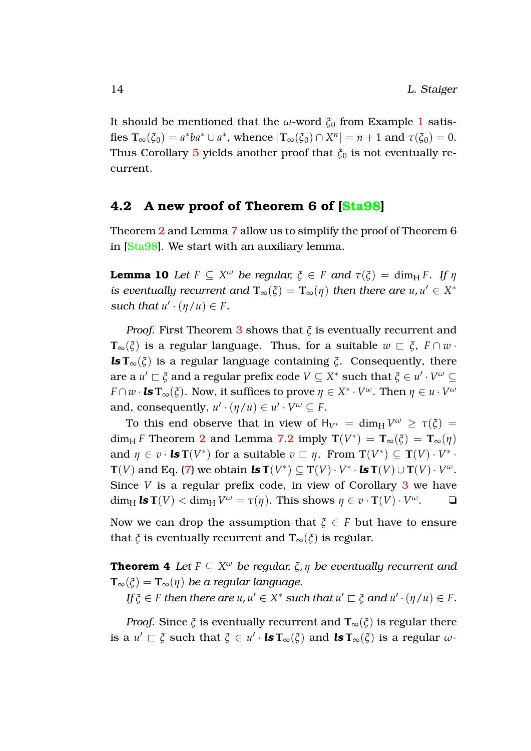It should be mentioned that the $\omega$-word $\xi_0$ from Example 1 satisfies $\mathbf{T}_\infty(\xi_0) = a^*ba^* \cup a^*$, whence $|\mathbf{T}_\infty(\xi_0) \cap X^n| = n+1$ and $\tau(\xi_0) = 0$. Thus Corollary 5 yields another proof that $\xi_0$ is not eventually recurrent.

## 4.2 A new proof of Theorem 6 of [Sta98]

Theorem 2 and Lemma 7 allow us to simplify the proof of Theorem 6 in [Sta98]. We start with an auxiliary lemma.

**Lemma 10** *Let $F \subseteq X^\omega$ be regular, $\xi \in F$ and $\tau(\xi) = \dim_{\mathrm{H}} F$. If $\eta$ is eventually recurrent and $\mathbf{T}_\infty(\xi) = \mathbf{T}_\infty(\eta)$ then there are $u, u' \in X^*$ such that $u' \cdot (\eta/u) \in F$.*

*Proof.* First Theorem 3 shows that $\xi$ is eventually recurrent and $\mathbf{T}_\infty(\xi)$ is a regular language. Thus, for a suitable $w \sqsubset \xi$, $F \cap w \cdot \boldsymbol{ls}\,\mathbf{T}_\infty(\xi)$ is a regular language containing $\xi$. Consequently, there are a $u' \sqsubset \xi$ and a regular prefix code $V \subseteq X^*$ such that $\xi \in u' \cdot V^\omega \subseteq F \cap w \cdot \boldsymbol{ls}\,\mathbf{T}_\infty(\xi)$. Now, it suffices to prove $\eta \in X^* \cdot V^\omega$. Then $\eta \in u \cdot V^\omega$ and, consequently, $u' \cdot (\eta/u) \in u' \cdot V^\omega \subseteq F$.

To this end observe that in view of $\mathsf{H}_{V^*} = \dim_{\mathrm{H}} V^\omega \geq \tau(\xi) = \dim_{\mathrm{H}} F$ Theorem 2 and Lemma 7.2 imply $\mathbf{T}(V^*) = \mathbf{T}_\infty(\xi) = \mathbf{T}_\infty(\eta)$ and $\eta \in v \cdot \boldsymbol{ls}\,\mathbf{T}(V^*)$ for a suitable $v \sqsubset \eta$. From $\mathbf{T}(V^*) \subseteq \mathbf{T}(V) \cdot V^* \cdot \mathbf{T}(V)$ and Eq. (7) we obtain $\boldsymbol{ls}\,\mathbf{T}(V^*) \subseteq \mathbf{T}(V) \cdot V^* \cdot \boldsymbol{ls}\,\mathbf{T}(V) \cup \mathbf{T}(V) \cdot V^\omega$. Since $V$ is a regular prefix code, in view of Corollary 3 we have $\dim_{\mathrm{H}} \boldsymbol{ls}\,\mathbf{T}(V) < \dim_{\mathrm{H}} V^\omega = \tau(\eta)$. This shows $\eta \in v \cdot \mathbf{T}(V) \cdot V^\omega$. ❏

Now we can drop the assumption that $\xi \in F$ but have to ensure that $\xi$ is eventually recurrent and $\mathbf{T}_\infty(\xi)$ is regular.

**Theorem 4** *Let $F \subseteq X^\omega$ be regular, $\xi, \eta$ be eventually recurrent and $\mathbf{T}_\infty(\xi) = \mathbf{T}_\infty(\eta)$ be a regular language.*

*If $\xi \in F$ then there are $u, u' \in X^*$ such that $u' \sqsubset \xi$ and $u' \cdot (\eta/u) \in F$.*

*Proof.* Since $\xi$ is eventually recurrent and $\mathbf{T}_\infty(\xi)$ is regular there is a $u' \sqsubset \xi$ such that $\xi \in u' \cdot \boldsymbol{ls}\,\mathbf{T}_\infty(\xi)$ and $\boldsymbol{ls}\,\mathbf{T}_\infty(\xi)$ is a regular $\omega$-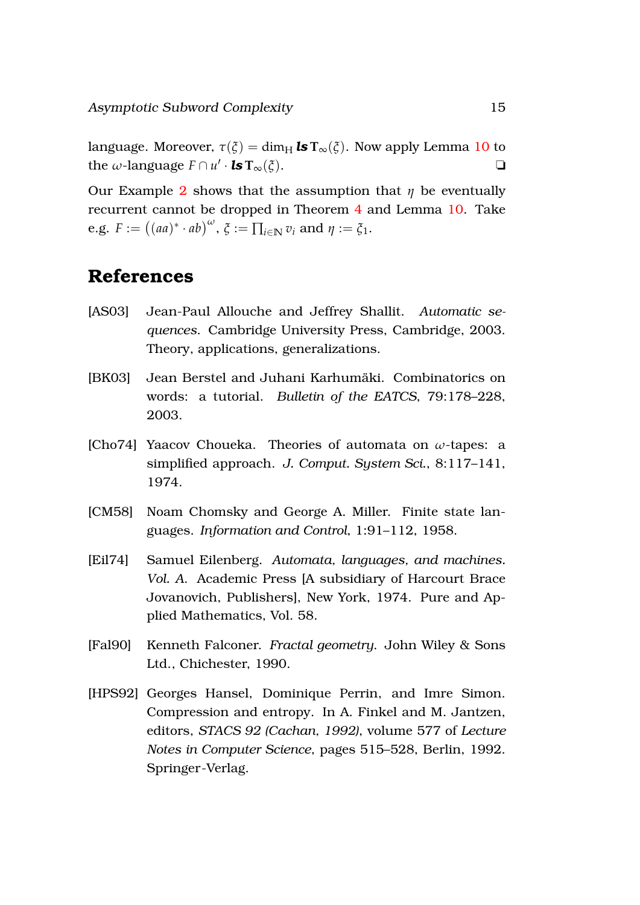language. Moreover, $\tau(\xi) = \dim_{\mathrm{H}} \textbf{\textit{ls}}\,\mathbf{T}_{\infty}(\xi)$. Now apply Lemma 10 to the $\omega$-language $F \cap u' \cdot \textbf{\textit{ls}}\,\mathbf{T}_{\infty}(\xi)$. ❑

Our Example 2 shows that the assumption that $\eta$ be eventually recurrent cannot be dropped in Theorem 4 and Lemma 10. Take e.g. $F := \big((aa)^* \cdot ab\big)^{\omega}$, $\xi := \prod_{i\in\mathbb{N}} v_i$ and $\eta := \xi_1$.

## References

[AS03] Jean-Paul Allouche and Jeffrey Shallit. *Automatic sequences*. Cambridge University Press, Cambridge, 2003. Theory, applications, generalizations.

[BK03] Jean Berstel and Juhani Karhumäki. Combinatorics on words: a tutorial. *Bulletin of the EATCS*, 79:178–228, 2003.

[Cho74] Yaacov Choueka. Theories of automata on $\omega$-tapes: a simplified approach. *J. Comput. System Sci.*, 8:117–141, 1974.

[CM58] Noam Chomsky and George A. Miller. Finite state languages. *Information and Control*, 1:91–112, 1958.

[Eil74] Samuel Eilenberg. *Automata, languages, and machines. Vol. A*. Academic Press [A subsidiary of Harcourt Brace Jovanovich, Publishers], New York, 1974. Pure and Applied Mathematics, Vol. 58.

[Fal90] Kenneth Falconer. *Fractal geometry*. John Wiley & Sons Ltd., Chichester, 1990.

[HPS92] Georges Hansel, Dominique Perrin, and Imre Simon. Compression and entropy. In A. Finkel and M. Jantzen, editors, *STACS 92 (Cachan, 1992)*, volume 577 of *Lecture Notes in Computer Science*, pages 515–528, Berlin, 1992. Springer-Verlag.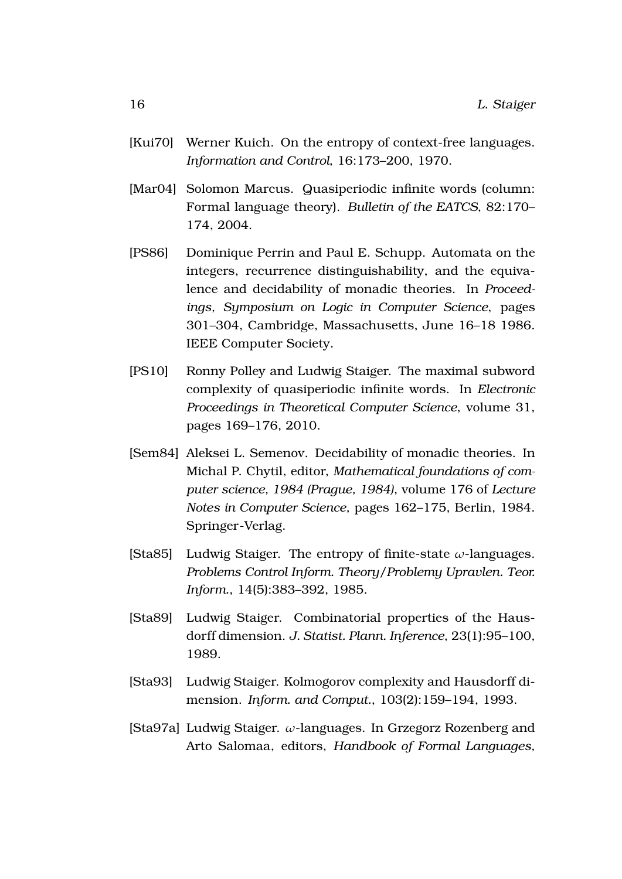[Kui70] Werner Kuich. On the entropy of context-free languages. *Information and Control*, 16:173–200, 1970.

[Mar04] Solomon Marcus. Quasiperiodic infinite words (column: Formal language theory). *Bulletin of the EATCS*, 82:170–174, 2004.

[PS86] Dominique Perrin and Paul E. Schupp. Automata on the integers, recurrence distinguishability, and the equivalence and decidability of monadic theories. In *Proceedings, Symposium on Logic in Computer Science*, pages 301–304, Cambridge, Massachusetts, June 16–18 1986. IEEE Computer Society.

[PS10] Ronny Polley and Ludwig Staiger. The maximal subword complexity of quasiperiodic infinite words. In *Electronic Proceedings in Theoretical Computer Science*, volume 31, pages 169–176, 2010.

[Sem84] Aleksei L. Semenov. Decidability of monadic theories. In Michal P. Chytil, editor, *Mathematical foundations of computer science, 1984 (Prague, 1984)*, volume 176 of *Lecture Notes in Computer Science*, pages 162–175, Berlin, 1984. Springer-Verlag.

[Sta85] Ludwig Staiger. The entropy of finite-state $\omega$-languages. *Problems Control Inform. Theory/Problemy Upravlen. Teor. Inform.*, 14(5):383–392, 1985.

[Sta89] Ludwig Staiger. Combinatorial properties of the Hausdorff dimension. *J. Statist. Plann. Inference*, 23(1):95–100, 1989.

[Sta93] Ludwig Staiger. Kolmogorov complexity and Hausdorff dimension. *Inform. and Comput.*, 103(2):159–194, 1993.

[Sta97a] Ludwig Staiger. $\omega$-languages. In Grzegorz Rozenberg and Arto Salomaa, editors, *Handbook of Formal Languages*,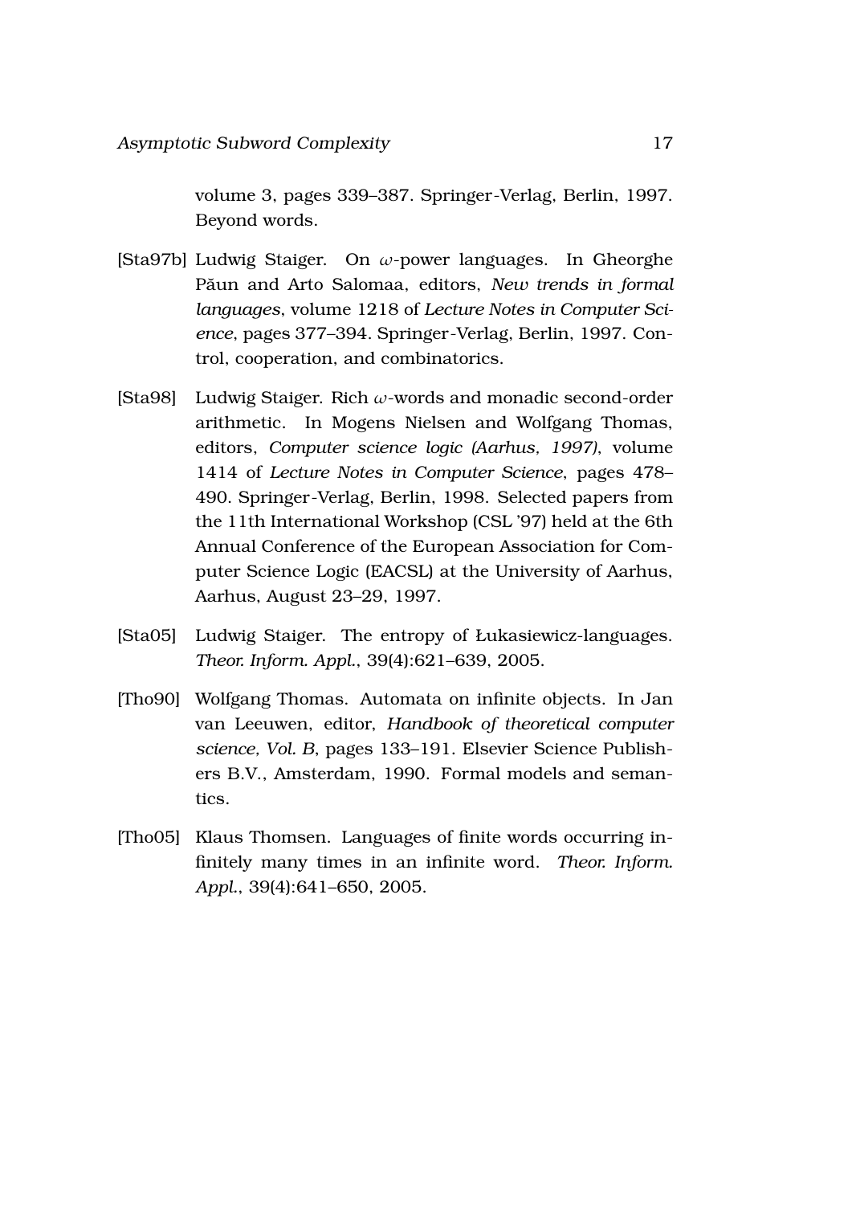volume 3, pages 339–387. Springer-Verlag, Berlin, 1997. Beyond words.

[Sta97b] Ludwig Staiger. On $\omega$-power languages. In Gheorghe Păun and Arto Salomaa, editors, *New trends in formal languages*, volume 1218 of *Lecture Notes in Computer Science*, pages 377–394. Springer-Verlag, Berlin, 1997. Control, cooperation, and combinatorics.

[Sta98] Ludwig Staiger. Rich $\omega$-words and monadic second-order arithmetic. In Mogens Nielsen and Wolfgang Thomas, editors, *Computer science logic (Aarhus, 1997)*, volume 1414 of *Lecture Notes in Computer Science*, pages 478–490. Springer-Verlag, Berlin, 1998. Selected papers from the 11th International Workshop (CSL '97) held at the 6th Annual Conference of the European Association for Computer Science Logic (EACSL) at the University of Aarhus, Aarhus, August 23–29, 1997.

[Sta05] Ludwig Staiger. The entropy of Łukasiewicz-languages. *Theor. Inform. Appl.*, 39(4):621–639, 2005.

[Tho90] Wolfgang Thomas. Automata on infinite objects. In Jan van Leeuwen, editor, *Handbook of theoretical computer science, Vol. B*, pages 133–191. Elsevier Science Publishers B.V., Amsterdam, 1990. Formal models and semantics.

[Tho05] Klaus Thomsen. Languages of finite words occurring infinitely many times in an infinite word. *Theor. Inform. Appl.*, 39(4):641–650, 2005.